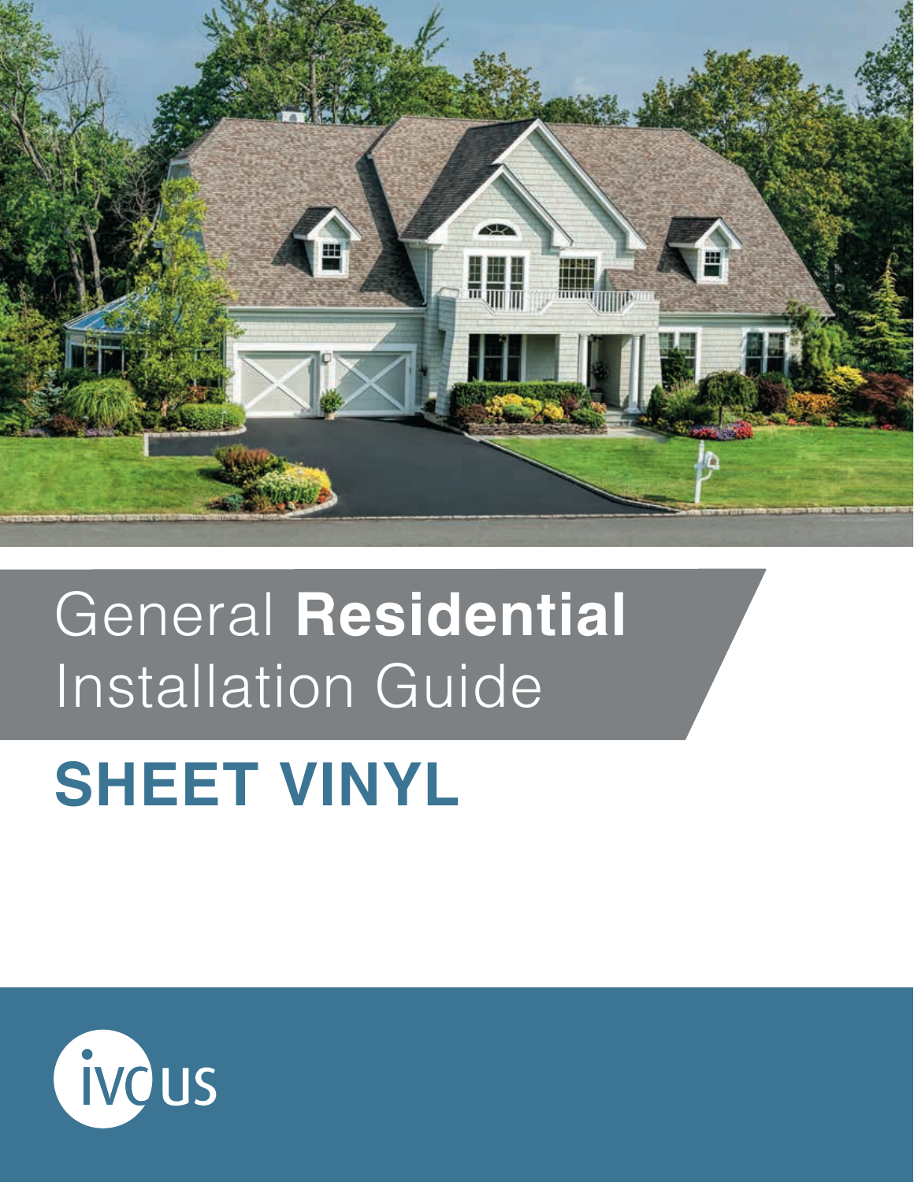# General **Residential** Installation Guide

## SHEET VINYL

ivc us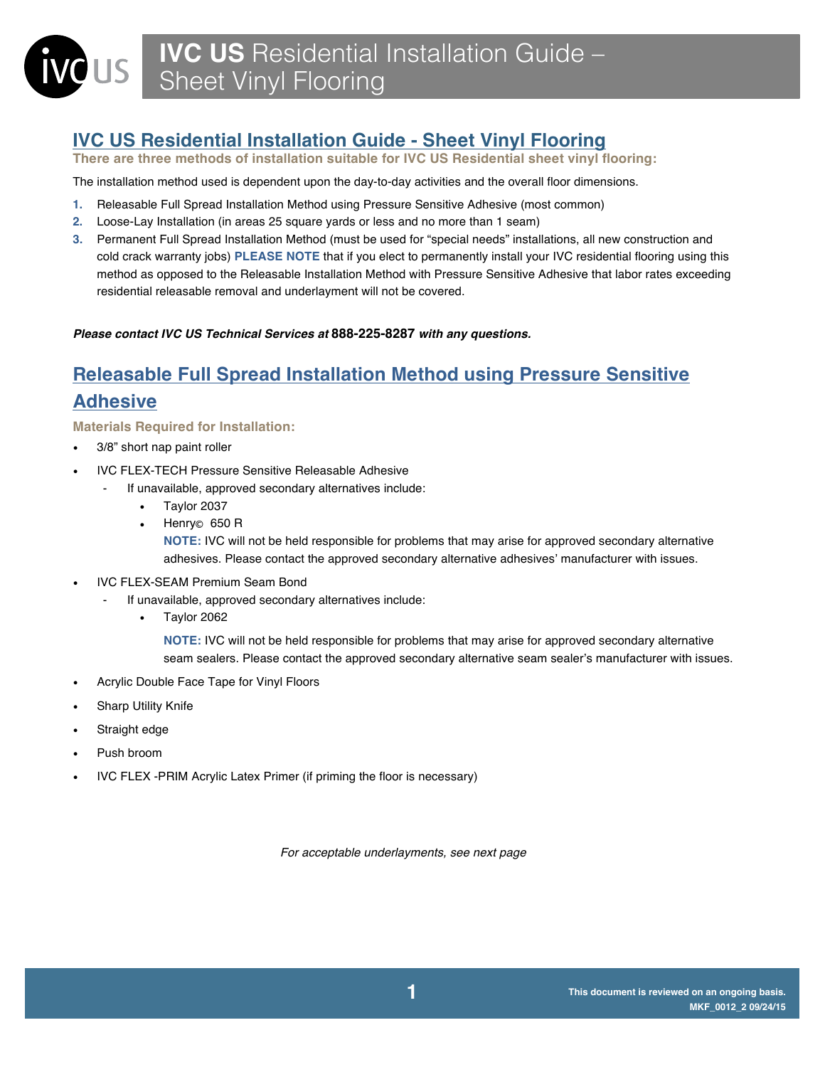## IVC US Residential Installation Guide - Sheet Vinyl Flooring

**There are three methods of installation suitable for IVC US Residential sheet vinyl flooring:**

The installation method used is dependent upon the day-to-day activities and the overall floor dimensions.

1. Releasable Full Spread Installation Method using Pressure Sensitive Adhesive (most common)
2. Loose-Lay Installation (in areas 25 square yards or less and no more than 1 seam)
3. Permanent Full Spread Installation Method (must be used for "special needs" installations, all new construction and cold crack warranty jobs) **PLEASE NOTE** that if you elect to permanently install your IVC residential flooring using this method as opposed to the Releasable Installation Method with Pressure Sensitive Adhesive that labor rates exceeding residential releasable removal and underlayment will not be covered.

***Please contact IVC US Technical Services at* 888-225-8287 *with any questions.***

## Releasable Full Spread Installation Method using Pressure Sensitive Adhesive

**Materials Required for Installation:**

- 3/8" short nap paint roller
- IVC FLEX-TECH Pressure Sensitive Releasable Adhesive
  - If unavailable, approved secondary alternatives include:
    - Taylor 2037
    - Henry© 650 R

      **NOTE:** IVC will not be held responsible for problems that may arise for approved secondary alternative adhesives. Please contact the approved secondary alternative adhesives' manufacturer with issues.
- IVC FLEX-SEAM Premium Seam Bond
  - If unavailable, approved secondary alternatives include:
    - Taylor 2062

      **NOTE:** IVC will not be held responsible for problems that may arise for approved secondary alternative seam sealers. Please contact the approved secondary alternative seam sealer's manufacturer with issues.
- Acrylic Double Face Tape for Vinyl Floors
- Sharp Utility Knife
- Straight edge
- Push broom
- IVC FLEX -PRIM Acrylic Latex Primer (if priming the floor is necessary)

*For acceptable underlayments, see next page*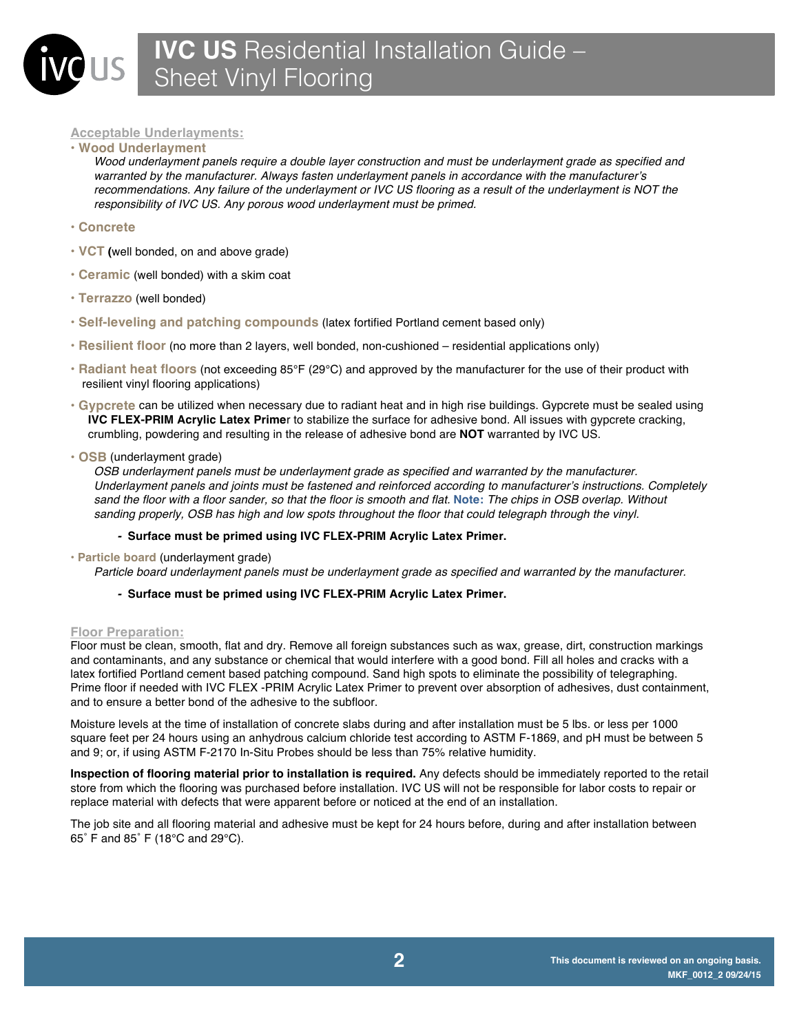## Acceptable Underlayments:

- **Wood Underlayment**

  *Wood underlayment panels require a double layer construction and must be underlayment grade as specified and warranted by the manufacturer. Always fasten underlayment panels in accordance with the manufacturer's recommendations. Any failure of the underlayment or IVC US flooring as a result of the underlayment is NOT the responsibility of IVC US. Any porous wood underlayment must be primed.*

- **Concrete**

- **VCT (**well bonded, on and above grade)

- **Ceramic** (well bonded) with a skim coat

- **Terrazzo** (well bonded)

- **Self-leveling and patching compounds** (latex fortified Portland cement based only)

- **Resilient floor** (no more than 2 layers, well bonded, non-cushioned – residential applications only)

- **Radiant heat floors** (not exceeding 85°F (29°C) and approved by the manufacturer for the use of their product with resilient vinyl flooring applications)

- **Gypcrete** can be utilized when necessary due to radiant heat and in high rise buildings. Gypcrete must be sealed using **IVC FLEX-PRIM Acrylic Latex Primer** to stabilize the surface for adhesive bond. All issues with gypcrete cracking, crumbling, powdering and resulting in the release of adhesive bond are **NOT** warranted by IVC US.

- **OSB** (underlayment grade)

  *OSB underlayment panels must be underlayment grade as specified and warranted by the manufacturer. Underlayment panels and joints must be fastened and reinforced according to manufacturer's instructions. Completely sand the floor with a floor sander, so that the floor is smooth and flat.* ***Note:*** *The chips in OSB overlap. Without sanding properly, OSB has high and low spots throughout the floor that could telegraph through the vinyl.*

  - **Surface must be primed using IVC FLEX-PRIM Acrylic Latex Primer.**

- **Particle board** (underlayment grade)

  *Particle board underlayment panels must be underlayment grade as specified and warranted by the manufacturer.*

  - **Surface must be primed using IVC FLEX-PRIM Acrylic Latex Primer.**

## Floor Preparation:

Floor must be clean, smooth, flat and dry. Remove all foreign substances such as wax, grease, dirt, construction markings and contaminants, and any substance or chemical that would interfere with a good bond. Fill all holes and cracks with a latex fortified Portland cement based patching compound. Sand high spots to eliminate the possibility of telegraphing. Prime floor if needed with IVC FLEX -PRIM Acrylic Latex Primer to prevent over absorption of adhesives, dust containment, and to ensure a better bond of the adhesive to the subfloor.

Moisture levels at the time of installation of concrete slabs during and after installation must be 5 lbs. or less per 1000 square feet per 24 hours using an anhydrous calcium chloride test according to ASTM F-1869, and pH must be between 5 and 9; or, if using ASTM F-2170 In-Situ Probes should be less than 75% relative humidity.

**Inspection of flooring material prior to installation is required.** Any defects should be immediately reported to the retail store from which the flooring was purchased before installation. IVC US will not be responsible for labor costs to repair or replace material with defects that were apparent before or noticed at the end of an installation.

The job site and all flooring material and adhesive must be kept for 24 hours before, during and after installation between 65˚ F and 85˚ F (18°C and 29°C).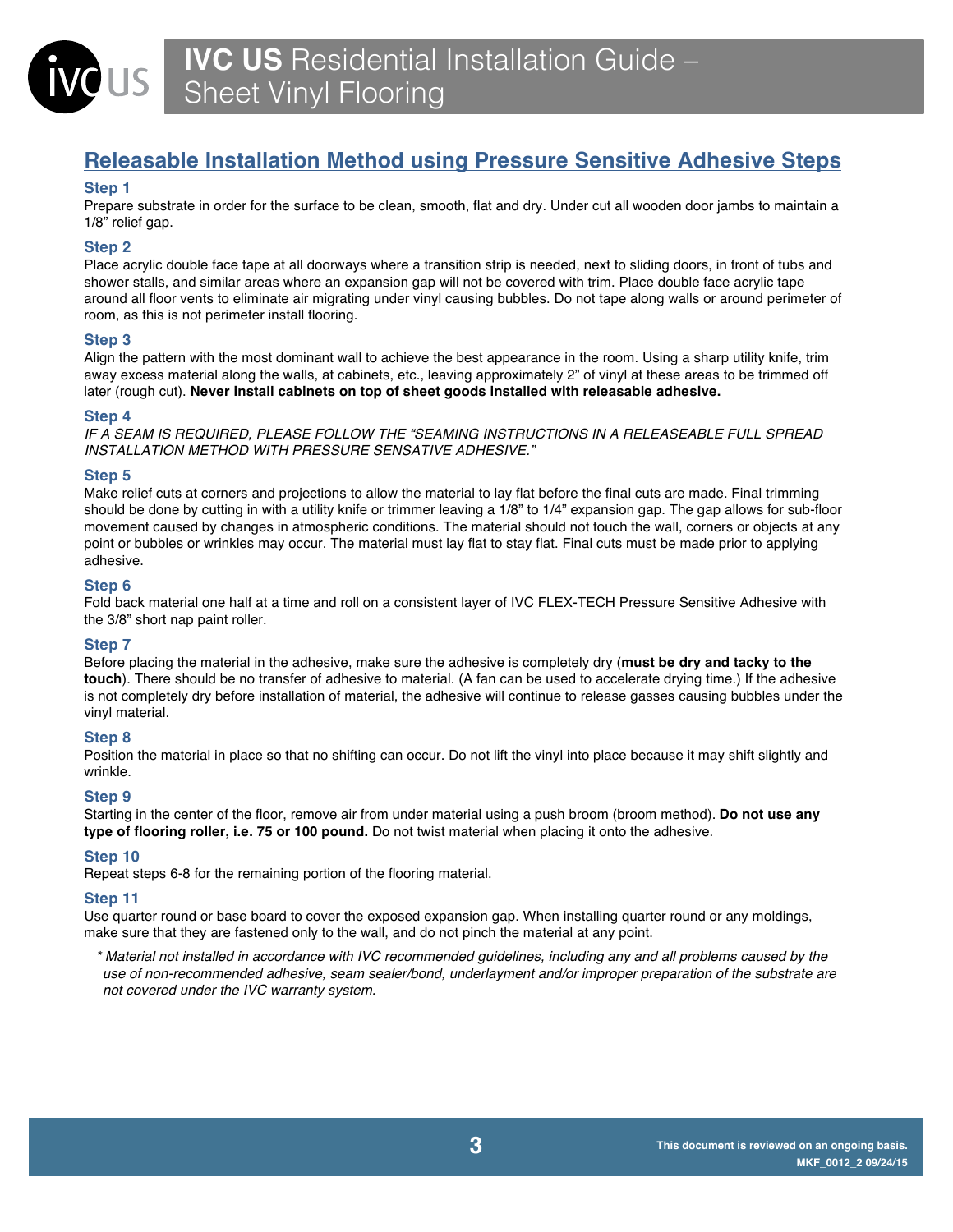## Releasable Installation Method using Pressure Sensitive Adhesive Steps

### Step 1

Prepare substrate in order for the surface to be clean, smooth, flat and dry. Under cut all wooden door jambs to maintain a 1/8" relief gap.

### Step 2

Place acrylic double face tape at all doorways where a transition strip is needed, next to sliding doors, in front of tubs and shower stalls, and similar areas where an expansion gap will not be covered with trim. Place double face acrylic tape around all floor vents to eliminate air migrating under vinyl causing bubbles. Do not tape along walls or around perimeter of room, as this is not perimeter install flooring.

### Step 3

Align the pattern with the most dominant wall to achieve the best appearance in the room. Using a sharp utility knife, trim away excess material along the walls, at cabinets, etc., leaving approximately 2" of vinyl at these areas to be trimmed off later (rough cut). **Never install cabinets on top of sheet goods installed with releasable adhesive.**

### Step 4

*IF A SEAM IS REQUIRED, PLEASE FOLLOW THE "SEAMING INSTRUCTIONS IN A RELEASEABLE FULL SPREAD INSTALLATION METHOD WITH PRESSURE SENSATIVE ADHESIVE."*

### Step 5

Make relief cuts at corners and projections to allow the material to lay flat before the final cuts are made. Final trimming should be done by cutting in with a utility knife or trimmer leaving a 1/8" to 1/4" expansion gap. The gap allows for sub-floor movement caused by changes in atmospheric conditions. The material should not touch the wall, corners or objects at any point or bubbles or wrinkles may occur. The material must lay flat to stay flat. Final cuts must be made prior to applying adhesive.

### Step 6

Fold back material one half at a time and roll on a consistent layer of IVC FLEX-TECH Pressure Sensitive Adhesive with the 3/8" short nap paint roller.

### Step 7

Before placing the material in the adhesive, make sure the adhesive is completely dry (**must be dry and tacky to the touch**). There should be no transfer of adhesive to material. (A fan can be used to accelerate drying time.) If the adhesive is not completely dry before installation of material, the adhesive will continue to release gasses causing bubbles under the vinyl material.

### Step 8

Position the material in place so that no shifting can occur. Do not lift the vinyl into place because it may shift slightly and wrinkle.

### Step 9

Starting in the center of the floor, remove air from under material using a push broom (broom method). **Do not use any type of flooring roller, i.e. 75 or 100 pound.** Do not twist material when placing it onto the adhesive.

### Step 10

Repeat steps 6-8 for the remaining portion of the flooring material.

### Step 11

Use quarter round or base board to cover the exposed expansion gap. When installing quarter round or any moldings, make sure that they are fastened only to the wall, and do not pinch the material at any point.

*\* Material not installed in accordance with IVC recommended guidelines, including any and all problems caused by the use of non-recommended adhesive, seam sealer/bond, underlayment and/or improper preparation of the substrate are not covered under the IVC warranty system.*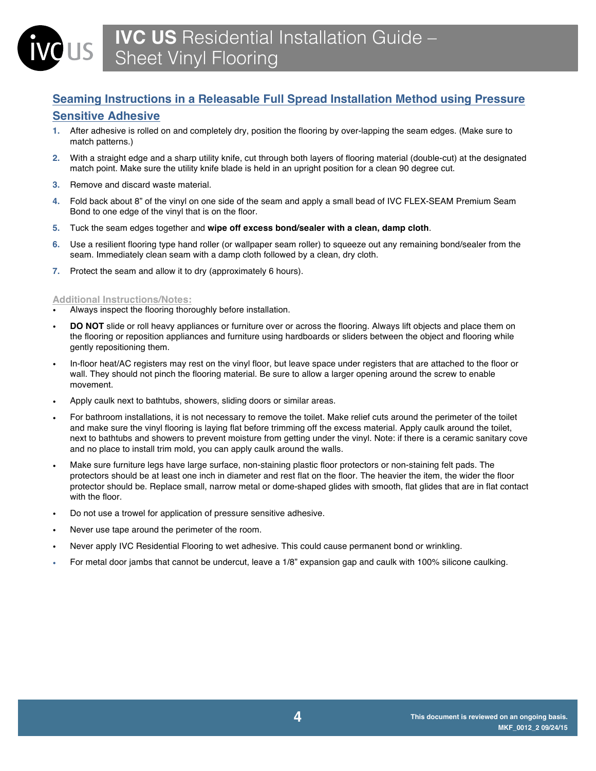## Seaming Instructions in a Releasable Full Spread Installation Method using Pressure Sensitive Adhesive

1. After adhesive is rolled on and completely dry, position the flooring by over-lapping the seam edges. (Make sure to match patterns.)
2. With a straight edge and a sharp utility knife, cut through both layers of flooring material (double-cut) at the designated match point. Make sure the utility knife blade is held in an upright position for a clean 90 degree cut.
3. Remove and discard waste material.
4. Fold back about 8" of the vinyl on one side of the seam and apply a small bead of IVC FLEX-SEAM Premium Seam Bond to one edge of the vinyl that is on the floor.
5. Tuck the seam edges together and **wipe off excess bond/sealer with a clean, damp cloth**.
6. Use a resilient flooring type hand roller (or wallpaper seam roller) to squeeze out any remaining bond/sealer from the seam. Immediately clean seam with a damp cloth followed by a clean, dry cloth.
7. Protect the seam and allow it to dry (approximately 6 hours).

### Additional Instructions/Notes:

- Always inspect the flooring thoroughly before installation.
- **DO NOT** slide or roll heavy appliances or furniture over or across the flooring. Always lift objects and place them on the flooring or reposition appliances and furniture using hardboards or sliders between the object and flooring while gently repositioning them.
- In-floor heat/AC registers may rest on the vinyl floor, but leave space under registers that are attached to the floor or wall. They should not pinch the flooring material. Be sure to allow a larger opening around the screw to enable movement.
- Apply caulk next to bathtubs, showers, sliding doors or similar areas.
- For bathroom installations, it is not necessary to remove the toilet. Make relief cuts around the perimeter of the toilet and make sure the vinyl flooring is laying flat before trimming off the excess material. Apply caulk around the toilet, next to bathtubs and showers to prevent moisture from getting under the vinyl. Note: if there is a ceramic sanitary cove and no place to install trim mold, you can apply caulk around the walls.
- Make sure furniture legs have large surface, non-staining plastic floor protectors or non-staining felt pads. The protectors should be at least one inch in diameter and rest flat on the floor. The heavier the item, the wider the floor protector should be. Replace small, narrow metal or dome-shaped glides with smooth, flat glides that are in flat contact with the floor.
- Do not use a trowel for application of pressure sensitive adhesive.
- Never use tape around the perimeter of the room.
- Never apply IVC Residential Flooring to wet adhesive. This could cause permanent bond or wrinkling.
- For metal door jambs that cannot be undercut, leave a 1/8" expansion gap and caulk with 100% silicone caulking.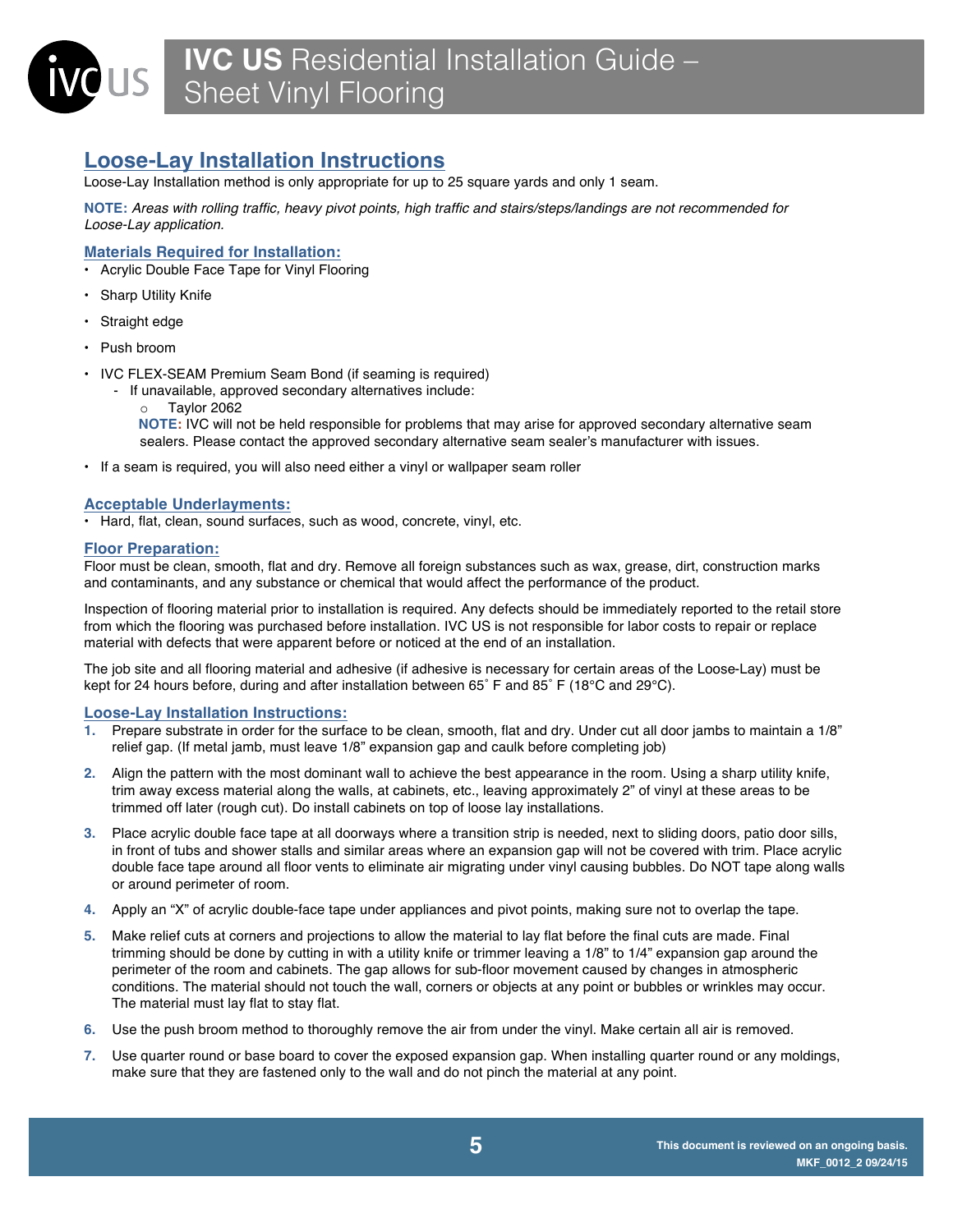## Loose-Lay Installation Instructions

Loose-Lay Installation method is only appropriate for up to 25 square yards and only 1 seam.

**NOTE:** *Areas with rolling traffic, heavy pivot points, high traffic and stairs/steps/landings are not recommended for Loose-Lay application.*

### Materials Required for Installation:

- Acrylic Double Face Tape for Vinyl Flooring
- Sharp Utility Knife
- Straight edge
- Push broom
- IVC FLEX-SEAM Premium Seam Bond (if seaming is required)
  - If unavailable, approved secondary alternatives include:
    - Taylor 2062

    **NOTE:** IVC will not be held responsible for problems that may arise for approved secondary alternative seam sealers. Please contact the approved secondary alternative seam sealer's manufacturer with issues.
- If a seam is required, you will also need either a vinyl or wallpaper seam roller

### Acceptable Underlayments:

- Hard, flat, clean, sound surfaces, such as wood, concrete, vinyl, etc.

### Floor Preparation:

Floor must be clean, smooth, flat and dry. Remove all foreign substances such as wax, grease, dirt, construction marks and contaminants, and any substance or chemical that would affect the performance of the product.

Inspection of flooring material prior to installation is required. Any defects should be immediately reported to the retail store from which the flooring was purchased before installation. IVC US is not responsible for labor costs to repair or replace material with defects that were apparent before or noticed at the end of an installation.

The job site and all flooring material and adhesive (if adhesive is necessary for certain areas of the Loose-Lay) must be kept for 24 hours before, during and after installation between 65˚ F and 85˚ F (18°C and 29°C).

### Loose-Lay Installation Instructions:

1. Prepare substrate in order for the surface to be clean, smooth, flat and dry. Under cut all door jambs to maintain a 1/8" relief gap. (If metal jamb, must leave 1/8" expansion gap and caulk before completing job)
2. Align the pattern with the most dominant wall to achieve the best appearance in the room. Using a sharp utility knife, trim away excess material along the walls, at cabinets, etc., leaving approximately 2" of vinyl at these areas to be trimmed off later (rough cut). Do install cabinets on top of loose lay installations.
3. Place acrylic double face tape at all doorways where a transition strip is needed, next to sliding doors, patio door sills, in front of tubs and shower stalls and similar areas where an expansion gap will not be covered with trim. Place acrylic double face tape around all floor vents to eliminate air migrating under vinyl causing bubbles. Do NOT tape along walls or around perimeter of room.
4. Apply an "X" of acrylic double-face tape under appliances and pivot points, making sure not to overlap the tape.
5. Make relief cuts at corners and projections to allow the material to lay flat before the final cuts are made. Final trimming should be done by cutting in with a utility knife or trimmer leaving a 1/8" to 1/4" expansion gap around the perimeter of the room and cabinets. The gap allows for sub-floor movement caused by changes in atmospheric conditions. The material should not touch the wall, corners or objects at any point or bubbles or wrinkles may occur. The material must lay flat to stay flat.
6. Use the push broom method to thoroughly remove the air from under the vinyl. Make certain all air is removed.
7. Use quarter round or base board to cover the exposed expansion gap. When installing quarter round or any moldings, make sure that they are fastened only to the wall and do not pinch the material at any point.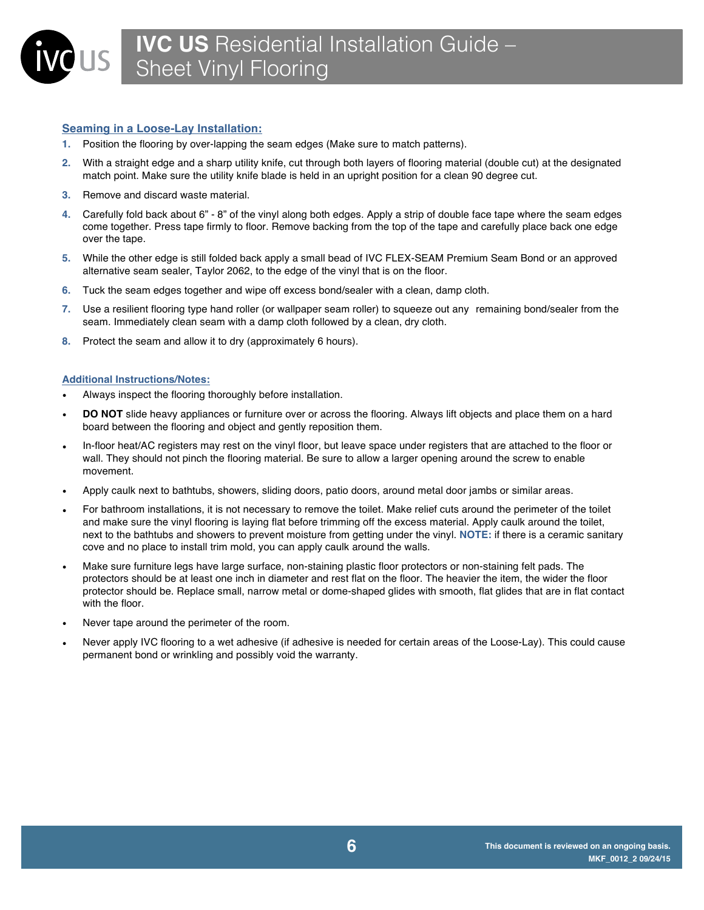### Seaming in a Loose-Lay Installation:

1. Position the flooring by over-lapping the seam edges (Make sure to match patterns).
2. With a straight edge and a sharp utility knife, cut through both layers of flooring material (double cut) at the designated match point. Make sure the utility knife blade is held in an upright position for a clean 90 degree cut.
3. Remove and discard waste material.
4. Carefully fold back about 6" - 8" of the vinyl along both edges. Apply a strip of double face tape where the seam edges come together. Press tape firmly to floor. Remove backing from the top of the tape and carefully place back one edge over the tape.
5. While the other edge is still folded back apply a small bead of IVC FLEX-SEAM Premium Seam Bond or an approved alternative seam sealer, Taylor 2062, to the edge of the vinyl that is on the floor.
6. Tuck the seam edges together and wipe off excess bond/sealer with a clean, damp cloth.
7. Use a resilient flooring type hand roller (or wallpaper seam roller) to squeeze out any remaining bond/sealer from the seam. Immediately clean seam with a damp cloth followed by a clean, dry cloth.
8. Protect the seam and allow it to dry (approximately 6 hours).

### Additional Instructions/Notes:

- Always inspect the flooring thoroughly before installation.
- **DO NOT** slide heavy appliances or furniture over or across the flooring. Always lift objects and place them on a hard board between the flooring and object and gently reposition them.
- In-floor heat/AC registers may rest on the vinyl floor, but leave space under registers that are attached to the floor or wall. They should not pinch the flooring material. Be sure to allow a larger opening around the screw to enable movement.
- Apply caulk next to bathtubs, showers, sliding doors, patio doors, around metal door jambs or similar areas.
- For bathroom installations, it is not necessary to remove the toilet. Make relief cuts around the perimeter of the toilet and make sure the vinyl flooring is laying flat before trimming off the excess material. Apply caulk around the toilet, next to the bathtubs and showers to prevent moisture from getting under the vinyl. **NOTE:** if there is a ceramic sanitary cove and no place to install trim mold, you can apply caulk around the walls.
- Make sure furniture legs have large surface, non-staining plastic floor protectors or non-staining felt pads. The protectors should be at least one inch in diameter and rest flat on the floor. The heavier the item, the wider the floor protector should be. Replace small, narrow metal or dome-shaped glides with smooth, flat glides that are in flat contact with the floor.
- Never tape around the perimeter of the room.
- Never apply IVC flooring to a wet adhesive (if adhesive is needed for certain areas of the Loose-Lay). This could cause permanent bond or wrinkling and possibly void the warranty.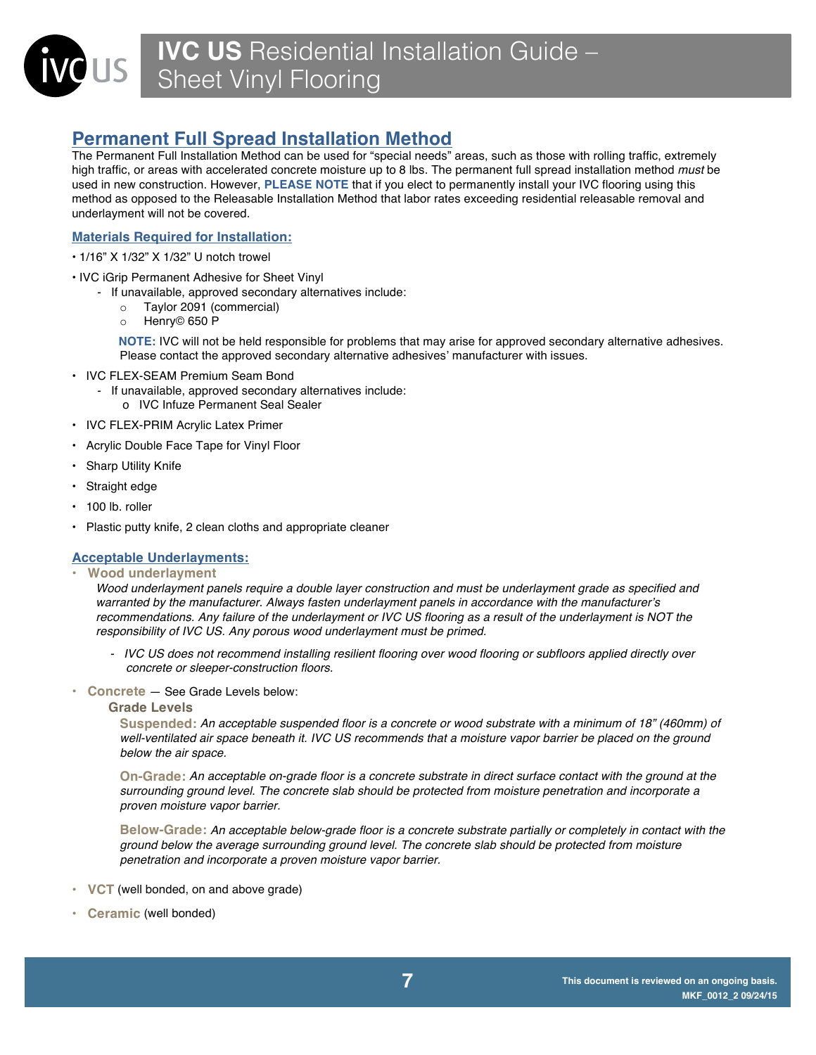## Permanent Full Spread Installation Method

The Permanent Full Installation Method can be used for "special needs" areas, such as those with rolling traffic, extremely high traffic, or areas with accelerated concrete moisture up to 8 lbs. The permanent full spread installation method *must* be used in new construction. However, **PLEASE NOTE** that if you elect to permanently install your IVC flooring using this method as opposed to the Releasable Installation Method that labor rates exceeding residential releasable removal and underlayment will not be covered.

### Materials Required for Installation:

- 1/16" X 1/32" X 1/32" U notch trowel
- IVC iGrip Permanent Adhesive for Sheet Vinyl
  - If unavailable, approved secondary alternatives include:
    - Taylor 2091 (commercial)
    - Henry© 650 P

    **NOTE:** IVC will not be held responsible for problems that may arise for approved secondary alternative adhesives. Please contact the approved secondary alternative adhesives' manufacturer with issues.
- IVC FLEX-SEAM Premium Seam Bond
  - If unavailable, approved secondary alternatives include:
    - IVC Infuze Permanent Seal Sealer
- IVC FLEX-PRIM Acrylic Latex Primer
- Acrylic Double Face Tape for Vinyl Floor
- Sharp Utility Knife
- Straight edge
- 100 lb. roller
- Plastic putty knife, 2 clean cloths and appropriate cleaner

### Acceptable Underlayments:

- **Wood underlayment**

  *Wood underlayment panels require a double layer construction and must be underlayment grade as specified and warranted by the manufacturer. Always fasten underlayment panels in accordance with the manufacturer's recommendations. Any failure of the underlayment or IVC US flooring as a result of the underlayment is NOT the responsibility of IVC US. Any porous wood underlayment must be primed.*

  - *IVC US does not recommend installing resilient flooring over wood flooring or subfloors applied directly over concrete or sleeper-construction floors.*

- **Concrete** — See Grade Levels below:

  **Grade Levels**

  **Suspended:** *An acceptable suspended floor is a concrete or wood substrate with a minimum of 18" (460mm) of well-ventilated air space beneath it. IVC US recommends that a moisture vapor barrier be placed on the ground below the air space.*

  **On-Grade:** *An acceptable on-grade floor is a concrete substrate in direct surface contact with the ground at the surrounding ground level. The concrete slab should be protected from moisture penetration and incorporate a proven moisture vapor barrier.*

  **Below-Grade:** *An acceptable below-grade floor is a concrete substrate partially or completely in contact with the ground below the average surrounding ground level. The concrete slab should be protected from moisture penetration and incorporate a proven moisture vapor barrier.*

- **VCT** (well bonded, on and above grade)
- **Ceramic** (well bonded)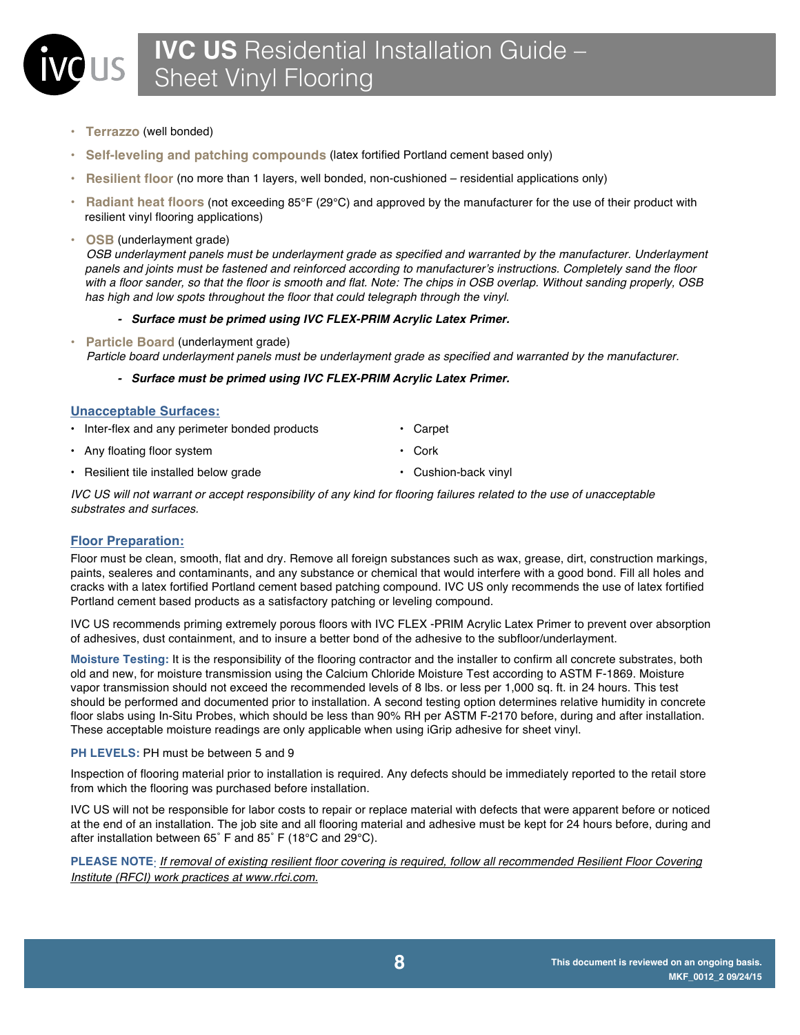- **Terrazzo** (well bonded)
- **Self-leveling and patching compounds** (latex fortified Portland cement based only)
- **Resilient floor** (no more than 1 layers, well bonded, non-cushioned – residential applications only)
- **Radiant heat floors** (not exceeding 85°F (29°C) and approved by the manufacturer for the use of their product with resilient vinyl flooring applications)
- **OSB** (underlayment grade)
  *OSB underlayment panels must be underlayment grade as specified and warranted by the manufacturer. Underlayment panels and joints must be fastened and reinforced according to manufacturer's instructions. Completely sand the floor with a floor sander, so that the floor is smooth and flat. Note: The chips in OSB overlap. Without sanding properly, OSB has high and low spots throughout the floor that could telegraph through the vinyl.*
  - ***Surface must be primed using IVC FLEX-PRIM Acrylic Latex Primer.***
- **Particle Board** (underlayment grade)
  *Particle board underlayment panels must be underlayment grade as specified and warranted by the manufacturer.*
  - ***Surface must be primed using IVC FLEX-PRIM Acrylic Latex Primer.***

## Unacceptable Surfaces:

- Inter-flex and any perimeter bonded products
- Any floating floor system
- Resilient tile installed below grade
- Carpet
- Cork
- Cushion-back vinyl

*IVC US will not warrant or accept responsibility of any kind for flooring failures related to the use of unacceptable substrates and surfaces.*

## Floor Preparation:

Floor must be clean, smooth, flat and dry. Remove all foreign substances such as wax, grease, dirt, construction markings, paints, sealeres and contaminants, and any substance or chemical that would interfere with a good bond. Fill all holes and cracks with a latex fortified Portland cement based patching compound. IVC US only recommends the use of latex fortified Portland cement based products as a satisfactory patching or leveling compound.

IVC US recommends priming extremely porous floors with IVC FLEX -PRIM Acrylic Latex Primer to prevent over absorption of adhesives, dust containment, and to insure a better bond of the adhesive to the subfloor/underlayment.

**Moisture Testing:** It is the responsibility of the flooring contractor and the installer to confirm all concrete substrates, both old and new, for moisture transmission using the Calcium Chloride Moisture Test according to ASTM F-1869. Moisture vapor transmission should not exceed the recommended levels of 8 lbs. or less per 1,000 sq. ft. in 24 hours. This test should be performed and documented prior to installation. A second testing option determines relative humidity in concrete floor slabs using In-Situ Probes, which should be less than 90% RH per ASTM F-2170 before, during and after installation. These acceptable moisture readings are only applicable when using iGrip adhesive for sheet vinyl.

**PH LEVELS:** PH must be between 5 and 9

Inspection of flooring material prior to installation is required. Any defects should be immediately reported to the retail store from which the flooring was purchased before installation.

IVC US will not be responsible for labor costs to repair or replace material with defects that were apparent before or noticed at the end of an installation. The job site and all flooring material and adhesive must be kept for 24 hours before, during and after installation between 65˚ F and 85˚ F (18°C and 29°C).

**PLEASE NOTE**: *If removal of existing resilient floor covering is required, follow all recommended Resilient Floor Covering Institute (RFCI) work practices at www.rfci.com.*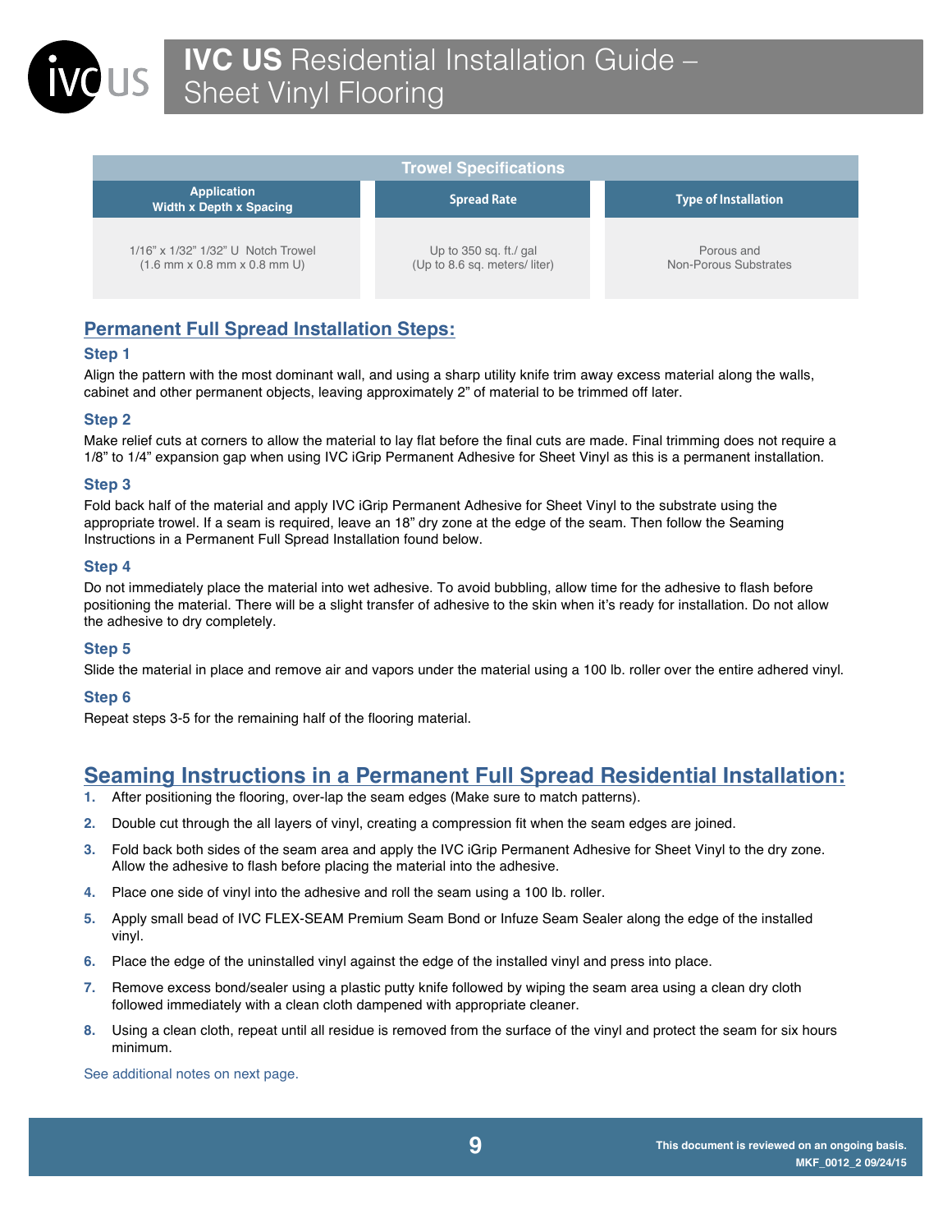| Trowel Specifications | | |
|---|---|---|
| **Application**<br>**Width x Depth x Spacing** | **Spread Rate** | **Type of Installation** |
| 1/16" x 1/32" 1/32" U Notch Trowel<br>(1.6 mm x 0.8 mm x 0.8 mm U) | Up to 350 sq. ft./ gal<br>(Up to 8.6 sq. meters/ liter) | Porous and<br>Non-Porous Substrates |

## Permanent Full Spread Installation Steps:

### Step 1

Align the pattern with the most dominant wall, and using a sharp utility knife trim away excess material along the walls, cabinet and other permanent objects, leaving approximately 2" of material to be trimmed off later.

### Step 2

Make relief cuts at corners to allow the material to lay flat before the final cuts are made. Final trimming does not require a 1/8" to 1/4" expansion gap when using IVC iGrip Permanent Adhesive for Sheet Vinyl as this is a permanent installation.

### Step 3

Fold back half of the material and apply IVC iGrip Permanent Adhesive for Sheet Vinyl to the substrate using the appropriate trowel. If a seam is required, leave an 18" dry zone at the edge of the seam. Then follow the Seaming Instructions in a Permanent Full Spread Installation found below.

### Step 4

Do not immediately place the material into wet adhesive. To avoid bubbling, allow time for the adhesive to flash before positioning the material. There will be a slight transfer of adhesive to the skin when it's ready for installation. Do not allow the adhesive to dry completely.

### Step 5

Slide the material in place and remove air and vapors under the material using a 100 lb. roller over the entire adhered vinyl.

### Step 6

Repeat steps 3-5 for the remaining half of the flooring material.

## Seaming Instructions in a Permanent Full Spread Residential Installation:

1. After positioning the flooring, over-lap the seam edges (Make sure to match patterns).
2. Double cut through the all layers of vinyl, creating a compression fit when the seam edges are joined.
3. Fold back both sides of the seam area and apply the IVC iGrip Permanent Adhesive for Sheet Vinyl to the dry zone. Allow the adhesive to flash before placing the material into the adhesive.
4. Place one side of vinyl into the adhesive and roll the seam using a 100 lb. roller.
5. Apply small bead of IVC FLEX-SEAM Premium Seam Bond or Infuze Seam Sealer along the edge of the installed vinyl.
6. Place the edge of the uninstalled vinyl against the edge of the installed vinyl and press into place.
7. Remove excess bond/sealer using a plastic putty knife followed by wiping the seam area using a clean dry cloth followed immediately with a clean cloth dampened with appropriate cleaner.
8. Using a clean cloth, repeat until all residue is removed from the surface of the vinyl and protect the seam for six hours minimum.

See additional notes on next page.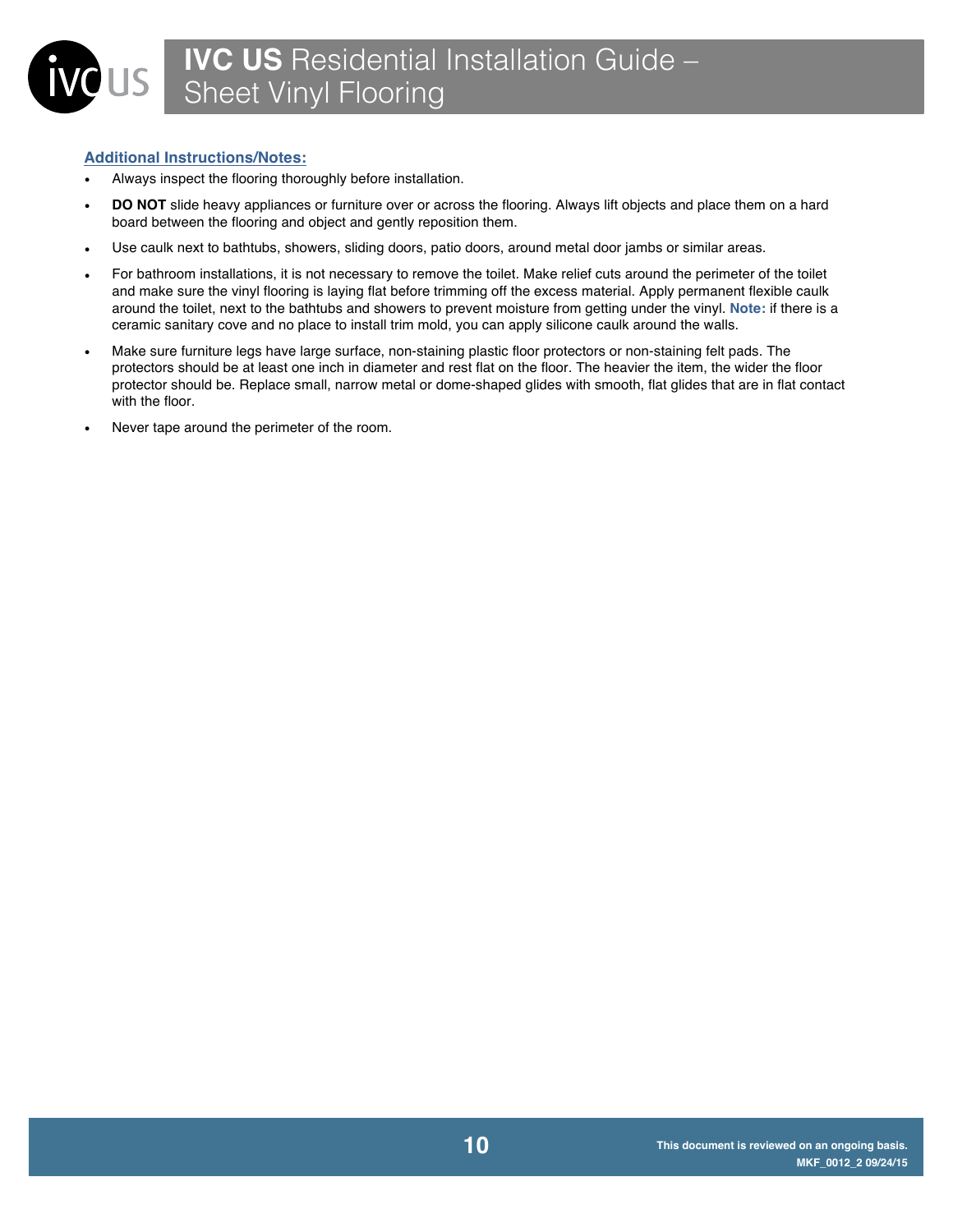## Additional Instructions/Notes:

- Always inspect the flooring thoroughly before installation.
- **DO NOT** slide heavy appliances or furniture over or across the flooring. Always lift objects and place them on a hard board between the flooring and object and gently reposition them.
- Use caulk next to bathtubs, showers, sliding doors, patio doors, around metal door jambs or similar areas.
- For bathroom installations, it is not necessary to remove the toilet. Make relief cuts around the perimeter of the toilet and make sure the vinyl flooring is laying flat before trimming off the excess material. Apply permanent flexible caulk around the toilet, next to the bathtubs and showers to prevent moisture from getting under the vinyl. **Note:** if there is a ceramic sanitary cove and no place to install trim mold, you can apply silicone caulk around the walls.
- Make sure furniture legs have large surface, non-staining plastic floor protectors or non-staining felt pads. The protectors should be at least one inch in diameter and rest flat on the floor. The heavier the item, the wider the floor protector should be. Replace small, narrow metal or dome-shaped glides with smooth, flat glides that are in flat contact with the floor.
- Never tape around the perimeter of the room.